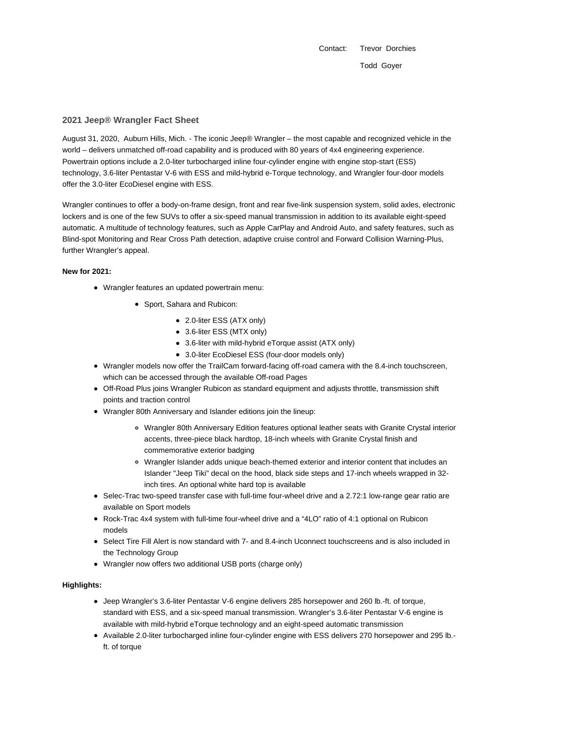Contact: Trevor Dorchies

Todd Goyer

## 2021 Jeep® Wrangler Fact Sheet

August 31, 2020, Auburn Hills, Mich. - The iconic Jeep® Wrangler – the most capable and recognized vehicle in the world – delivers unmatched off-road capability and is produced with 80 years of 4x4 engineering experience. Powertrain options include a 2.0-liter turbocharged inline four-cylinder engine with engine stop-start (ESS) technology, 3.6-liter Pentastar V-6 with ESS and mild-hybrid e-Torque technology, and Wrangler four-door models offer the 3.0-liter EcoDiesel engine with ESS.

Wrangler continues to offer a body-on-frame design, front and rear five-link suspension system, solid axles, electronic lockers and is one of the few SUVs to offer a six-speed manual transmission in addition to its available eight-speed automatic. A multitude of technology features, such as Apple CarPlay and Android Auto, and safety features, such as Blind-spot Monitoring and Rear Cross Path detection, adaptive cruise control and Forward Collision Warning-Plus, further Wrangler's appeal.

**New for 2021:**

- Wrangler features an updated powertrain menu:
  - Sport, Sahara and Rubicon:
    - 2.0-liter ESS (ATX only)
    - 3.6-liter ESS (MTX only)
    - 3.6-liter with mild-hybrid eTorque assist (ATX only)
    - 3.0-liter EcoDiesel ESS (four-door models only)
- Wrangler models now offer the TrailCam forward-facing off-road camera with the 8.4-inch touchscreen, which can be accessed through the available Off-road Pages
- Off-Road Plus joins Wrangler Rubicon as standard equipment and adjusts throttle, transmission shift points and traction control
- Wrangler 80th Anniversary and Islander editions join the lineup:
  - Wrangler 80th Anniversary Edition features optional leather seats with Granite Crystal interior accents, three-piece black hardtop, 18-inch wheels with Granite Crystal finish and commemorative exterior badging
  - Wrangler Islander adds unique beach-themed exterior and interior content that includes an Islander "Jeep Tiki" decal on the hood, black side steps and 17-inch wheels wrapped in 32-inch tires. An optional white hard top is available
- Selec-Trac two-speed transfer case with full-time four-wheel drive and a 2.72:1 low-range gear ratio are available on Sport models
- Rock-Trac 4x4 system with full-time four-wheel drive and a "4LO" ratio of 4:1 optional on Rubicon models
- Select Tire Fill Alert is now standard with 7- and 8.4-inch Uconnect touchscreens and is also included in the Technology Group
- Wrangler now offers two additional USB ports (charge only)

**Highlights:**

- Jeep Wrangler's 3.6-liter Pentastar V-6 engine delivers 285 horsepower and 260 lb.-ft. of torque, standard with ESS, and a six-speed manual transmission. Wrangler's 3.6-liter Pentastar V-6 engine is available with mild-hybrid eTorque technology and an eight-speed automatic transmission
- Available 2.0-liter turbocharged inline four-cylinder engine with ESS delivers 270 horsepower and 295 lb.-ft. of torque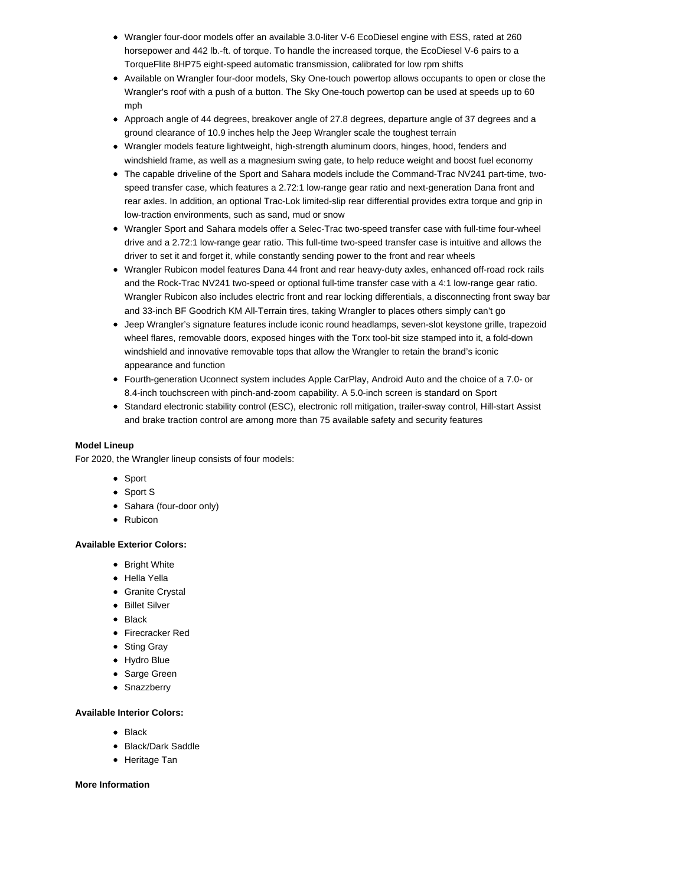- Wrangler four-door models offer an available 3.0-liter V-6 EcoDiesel engine with ESS, rated at 260 horsepower and 442 lb.-ft. of torque. To handle the increased torque, the EcoDiesel V-6 pairs to a TorqueFlite 8HP75 eight-speed automatic transmission, calibrated for low rpm shifts
- Available on Wrangler four-door models, Sky One-touch powertop allows occupants to open or close the Wrangler's roof with a push of a button. The Sky One-touch powertop can be used at speeds up to 60 mph
- Approach angle of 44 degrees, breakover angle of 27.8 degrees, departure angle of 37 degrees and a ground clearance of 10.9 inches help the Jeep Wrangler scale the toughest terrain
- Wrangler models feature lightweight, high-strength aluminum doors, hinges, hood, fenders and windshield frame, as well as a magnesium swing gate, to help reduce weight and boost fuel economy
- The capable driveline of the Sport and Sahara models include the Command-Trac NV241 part-time, two-speed transfer case, which features a 2.72:1 low-range gear ratio and next-generation Dana front and rear axles. In addition, an optional Trac-Lok limited-slip rear differential provides extra torque and grip in low-traction environments, such as sand, mud or snow
- Wrangler Sport and Sahara models offer a Selec-Trac two-speed transfer case with full-time four-wheel drive and a 2.72:1 low-range gear ratio. This full-time two-speed transfer case is intuitive and allows the driver to set it and forget it, while constantly sending power to the front and rear wheels
- Wrangler Rubicon model features Dana 44 front and rear heavy-duty axles, enhanced off-road rock rails and the Rock-Trac NV241 two-speed or optional full-time transfer case with a 4:1 low-range gear ratio. Wrangler Rubicon also includes electric front and rear locking differentials, a disconnecting front sway bar and 33-inch BF Goodrich KM All-Terrain tires, taking Wrangler to places others simply can't go
- Jeep Wrangler's signature features include iconic round headlamps, seven-slot keystone grille, trapezoid wheel flares, removable doors, exposed hinges with the Torx tool-bit size stamped into it, a fold-down windshield and innovative removable tops that allow the Wrangler to retain the brand's iconic appearance and function
- Fourth-generation Uconnect system includes Apple CarPlay, Android Auto and the choice of a 7.0- or 8.4-inch touchscreen with pinch-and-zoom capability. A 5.0-inch screen is standard on Sport
- Standard electronic stability control (ESC), electronic roll mitigation, trailer-sway control, Hill-start Assist and brake traction control are among more than 75 available safety and security features

**Model Lineup**

For 2020, the Wrangler lineup consists of four models:

- Sport
- Sport S
- Sahara (four-door only)
- Rubicon

**Available Exterior Colors:**

- Bright White
- Hella Yella
- Granite Crystal
- Billet Silver
- Black
- Firecracker Red
- Sting Gray
- Hydro Blue
- Sarge Green
- Snazzberry

**Available Interior Colors:**

- Black
- Black/Dark Saddle
- Heritage Tan

**More Information**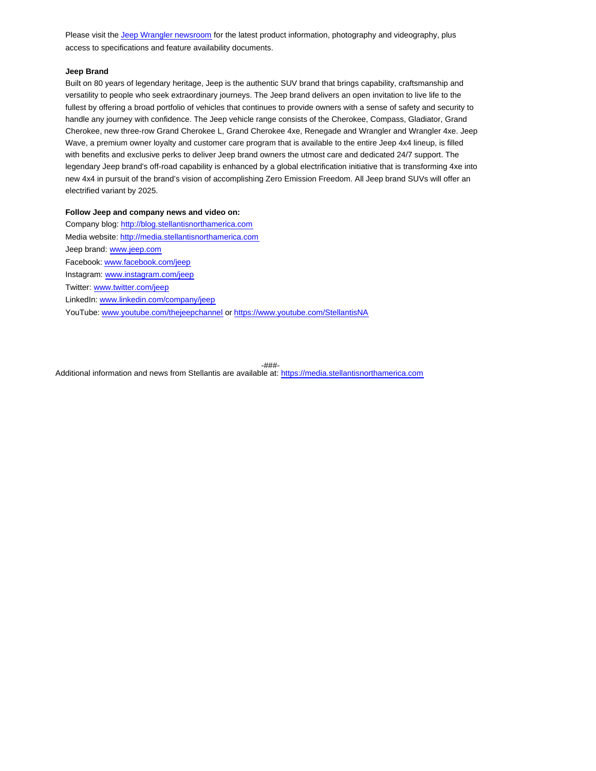Please visit the Jeep Wrangler newsroom for the latest product information, photography and videography, plus access to specifications and feature availability documents.

**Jeep Brand**

Built on 80 years of legendary heritage, Jeep is the authentic SUV brand that brings capability, craftsmanship and versatility to people who seek extraordinary journeys. The Jeep brand delivers an open invitation to live life to the fullest by offering a broad portfolio of vehicles that continues to provide owners with a sense of safety and security to handle any journey with confidence. The Jeep vehicle range consists of the Cherokee, Compass, Gladiator, Grand Cherokee, new three-row Grand Cherokee L, Grand Cherokee 4xe, Renegade and Wrangler and Wrangler 4xe. Jeep Wave, a premium owner loyalty and customer care program that is available to the entire Jeep 4x4 lineup, is filled with benefits and exclusive perks to deliver Jeep brand owners the utmost care and dedicated 24/7 support. The legendary Jeep brand's off-road capability is enhanced by a global electrification initiative that is transforming 4xe into new 4x4 in pursuit of the brand's vision of accomplishing Zero Emission Freedom. All Jeep brand SUVs will offer an electrified variant by 2025.

**Follow Jeep and company news and video on:**

Company blog: http://blog.stellantisnorthamerica.com
Media website: http://media.stellantisnorthamerica.com
Jeep brand: www.jeep.com
Facebook: www.facebook.com/jeep
Instagram: www.instagram.com/jeep
Twitter: www.twitter.com/jeep
LinkedIn: www.linkedin.com/company/jeep
YouTube: www.youtube.com/thejeepchannel or https://www.youtube.com/StellantisNA

-###-

Additional information and news from Stellantis are available at: https://media.stellantisnorthamerica.com